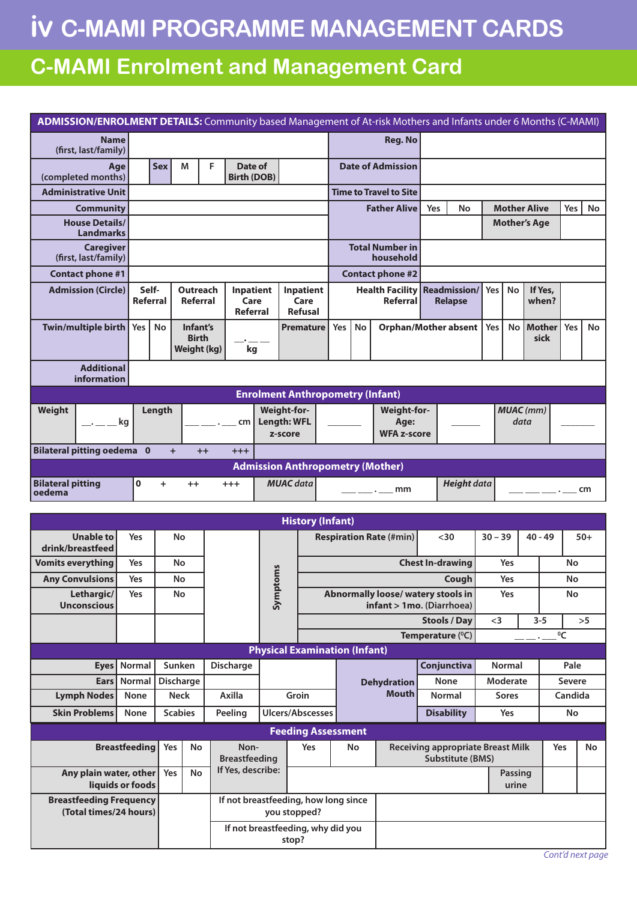# iv C-MAMI PROGRAMME MANAGEMENT CARDS

## C-MAMI Enrolment and Management Card

**ADMISSION/ENROLMENT DETAILS:** Community based Management of At-risk Mothers and Infants under 6 Months (C-MAMI)

| | | | | | | | | | | | | | | |
|---|---|---|---|---|---|---|---|---|---|---|---|---|---|---|
| **Name** (first, last/family) | | | | | | | **Reg. No** | | | | | | | |
| **Age** (completed months) | | **Sex** | M | F | **Date of Birth (DOB)** | | **Date of Admission** | | | | | | | |
| **Administrative Unit** | | | | | | | **Time to Travel to Site** | | | | | | | |
| **Community** | | | | | | | **Father Alive** | Yes | No | **Mother Alive** | | | Yes | No |
| **House Details/ Landmarks** | | | | | | | | | | **Mother's Age** | | | | |
| **Caregiver** (first, last/family) | | | | | | | **Total Number in household** | | | | | | | |
| **Contact phone #1** | | | | | | | **Contact phone #2** | | | | | | | |
| **Admission (Circle)** | Self-Referral | | Outreach Referral | | Inpatient Care Referral | Inpatient Care Refusal | Health Facility Referral | | **Readmission/ Relapse** | Yes | No | If Yes, when? | | |
| **Twin/multiple birth** | Yes | No | Infant's Birth Weight (kg) | | __.__ __ kg | **Premature** | Yes | No | **Orphan/Mother absent** | Yes | No | **Mother sick** | Yes | No |
| **Additional information** | | | | | | | | | | | | | | |

**Enrolment Anthropometry (Infant)**

| | | | | | | | | | |
|---|---|---|---|---|---|---|---|---|---|
| **Weight** | __.__ __ kg | **Length** | __ __ __.__ cm | **Weight-for-Length: WFL z-score** | ______ | **Weight-for-Age: WFA z-score** | ______ | ***MUAC** (mm) data* | ______ |
| **Bilateral pitting oedema** 0 + ++ +++ | | | | | | | | | |

**Admission Anthropometry (Mother)**

| | | | | | |
|---|---|---|---|---|---|
| **Bilateral pitting oedema** | 0 + ++ +++ | ***MUAC data*** | __ __ __.__ mm | ***Height data*** | __ __ __ __.__ cm |

**History (Infant)**

| | | | | | | | | | |
|---|---|---|---|---|---|---|---|---|---|
| **Unable to drink/breastfeed** | Yes | No | | **Symptoms** | **Respiration Rate** (#min) | <30 | 30 – 39 | 40 - 49 | 50+ |
| **Vomits everything** | Yes | No | | | **Chest In-drawing** | Yes | | No | |
| **Any Convulsions** | Yes | No | | | **Cough** | Yes | | No | |
| **Lethargic/ Unconscious** | Yes | No | | | **Abnormally loose/ watery stools in infant > 1mo.** (Diarrhoea) | Yes | | No | |
| | | | | | **Stools / Day** | <3 | | 3-5 | >5 |
| | | | | | **Temperature** ($^0$C) | __ __.__ $^0$C | | | |

**Physical Examination (Infant)**

| | | | | | | | | |
|---|---|---|---|---|---|---|---|---|
| **Eyes** | Normal | Sunken | Discharge | | **Dehydration** | **Conjunctiva** | Normal | Pale |
| **Ears** | Normal | Discharge | | | | None | Moderate | Severe |
| **Lymph Nodes** | None | Neck | Axilla | Groin | **Mouth** | Normal | Sores | Candida |
| **Skin Problems** | None | Scabies | Peeling | Ulcers/Abscesses | | **Disability** | Yes | No |

**Feeding Assessment**

| | | | | | | | | |
|---|---|---|---|---|---|---|---|---|
| **Breastfeeding** | Yes | No | Non-Breastfeeding | Yes | No | **Receiving appropriate Breast Milk Substitute (BMS)** | Yes | No |
| **Any plain water, other liquids or foods** | Yes | No | If Yes, describe: | | | **Passing urine** | | |
| **Breastfeeding Frequency (Total times/24 hours)** | | | If not breastfeeding, how long since you stopped? | | | | | |
| | | | If not breastfeeding, why did you stop? | | | | | |

*Cont'd next page*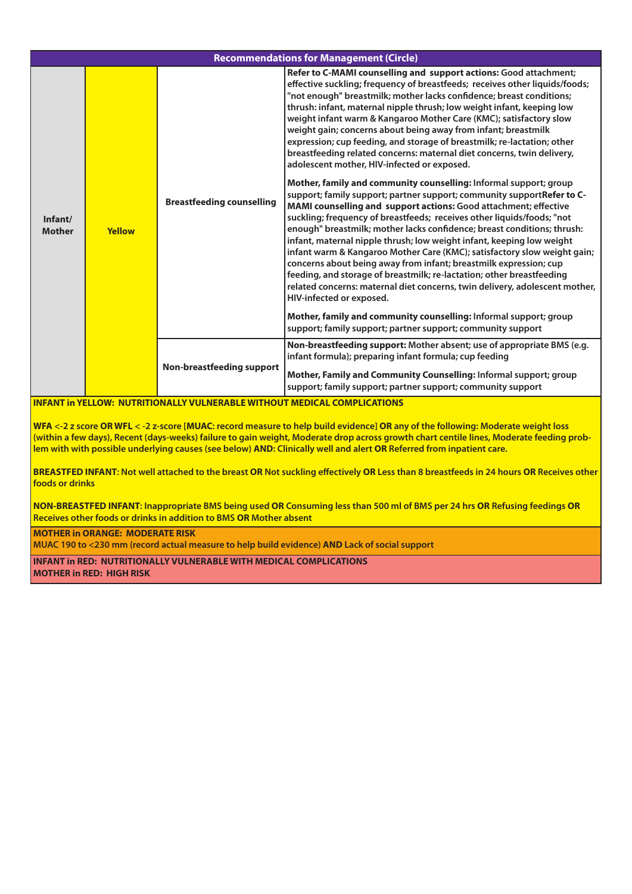| Recommendations for Management (Circle) | | | |
|---|---|---|---|
| **Infant/ Mother** | **Yellow** | **Breastfeeding counselling** | **Refer to C-MAMI counselling and support actions:** Good attachment; effective suckling; frequency of breastfeeds; receives other liquids/foods; "not enough" breastmilk; mother lacks confidence; breast conditions; thrush: infant, maternal nipple thrush; low weight infant, keeping low weight infant warm & Kangaroo Mother Care (KMC); satisfactory slow weight gain; concerns about being away from infant; breastmilk expression; cup feeding, and storage of breastmilk; re-lactation; other breastfeeding related concerns: maternal diet concerns, twin delivery, adolescent mother, HIV-infected or exposed.<br><br>**Mother, family and community counselling:** Informal support; group support; family support; partner support; community support**Refer to C-MAMI counselling and support actions:** Good attachment; effective suckling; frequency of breastfeeds; receives other liquids/foods; "not enough" breastmilk; mother lacks confidence; breast conditions; thrush: infant, maternal nipple thrush; low weight infant, keeping low weight infant warm & Kangaroo Mother Care (KMC); satisfactory slow weight gain; concerns about being away from infant; breastmilk expression; cup feeding, and storage of breastmilk; re-lactation; other breastfeeding related concerns: maternal diet concerns, twin delivery, adolescent mother, HIV-infected or exposed.<br><br>**Mother, family and community counselling:** Informal support; group support; family support; partner support; community support |
| | | **Non-breastfeeding support** | **Non-breastfeeding support:** Mother absent; use of appropriate BMS (e.g. infant formula); preparing infant formula; cup feeding<br><br>**Mother, Family and Community Counselling:** Informal support; group support; family support; partner support; community support |

**INFANT in YELLOW: NUTRITIONALLY VULNERABLE WITHOUT MEDICAL COMPLICATIONS**

**WFA <-2 z score OR WFL < -2 z-score [MUAC: record measure to help build evidence] OR any of the following: Moderate weight loss (within a few days), Recent (days-weeks) failure to gain weight, Moderate drop across growth chart centile lines, Moderate feeding problem with with possible underlying causes (see below) AND: Clinically well and alert OR Referred from inpatient care.**

**BREASTFED INFANT: Not well attached to the breast OR Not suckling effectively OR Less than 8 breastfeeds in 24 hours OR Receives other foods or drinks**

**NON-BREASTFED INFANT: Inappropriate BMS being used OR Consuming less than 500 ml of BMS per 24 hrs OR Refusing feedings OR Receives other foods or drinks in addition to BMS OR Mother absent**

**MOTHER in ORANGE: MODERATE RISK**
**MUAC 190 to <230 mm (record actual measure to help build evidence) AND Lack of social support**

**INFANT in RED: NUTRITIONALLY VULNERABLE WITH MEDICAL COMPLICATIONS**
**MOTHER in RED: HIGH RISK**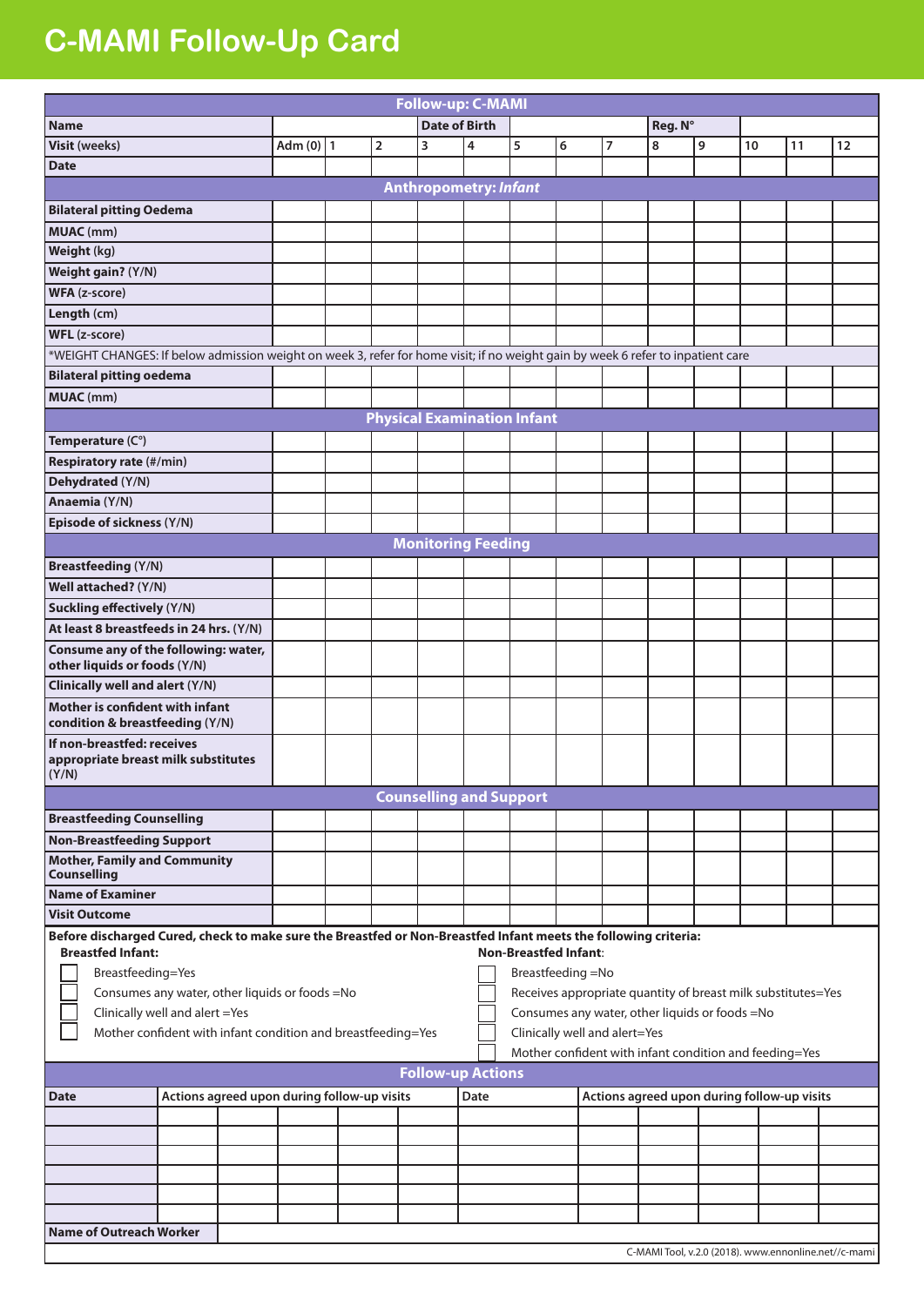# C-MAMI Follow-Up Card

| Follow-up: C-MAMI | | | | | | | | | | | | | |
|---|---|---|---|---|---|---|---|---|---|---|---|---|---|
| **Name** | | | **Date of Birth** | | | | | **Reg. N°** | | | | | |
| **Visit** (weeks) | Adm (0) | 1 | 2 | 3 | 4 | 5 | 6 | 7 | 8 | 9 | 10 | 11 | 12 |
| **Date** | | | | | | | | | | | | | |
| **Anthropometry: *Infant*** | | | | | | | | | | | | | |
| **Bilateral pitting Oedema** | | | | | | | | | | | | | |
| **MUAC** (mm) | | | | | | | | | | | | | |
| **Weight** (kg) | | | | | | | | | | | | | |
| **Weight gain?** (Y/N) | | | | | | | | | | | | | |
| **WFA** (z-score) | | | | | | | | | | | | | |
| **Length** (cm) | | | | | | | | | | | | | |
| **WFL** (z-score) | | | | | | | | | | | | | |
| *WEIGHT CHANGES: If below admission weight on week 3, refer for home visit; if no weight gain by week 6 refer to inpatient care | | | | | | | | | | | | | |
| **Bilateral pitting oedema** | | | | | | | | | | | | | |
| **MUAC** (mm) | | | | | | | | | | | | | |
| **Physical Examination Infant** | | | | | | | | | | | | | |
| **Temperature** (C°) | | | | | | | | | | | | | |
| **Respiratory rate** (#/min) | | | | | | | | | | | | | |
| **Dehydrated** (Y/N) | | | | | | | | | | | | | |
| **Anaemia** (Y/N) | | | | | | | | | | | | | |
| **Episode of sickness** (Y/N) | | | | | | | | | | | | | |
| **Monitoring Feeding** | | | | | | | | | | | | | |
| **Breastfeeding** (Y/N) | | | | | | | | | | | | | |
| **Well attached?** (Y/N) | | | | | | | | | | | | | |
| **Suckling effectively** (Y/N) | | | | | | | | | | | | | |
| **At least 8 breastfeeds in 24 hrs.** (Y/N) | | | | | | | | | | | | | |
| **Consume any of the following: water, other liquids or foods** (Y/N) | | | | | | | | | | | | | |
| **Clinically well and alert** (Y/N) | | | | | | | | | | | | | |
| **Mother is confident with infant condition & breastfeeding** (Y/N) | | | | | | | | | | | | | |
| **If non-breastfed: receives appropriate breast milk substitutes** (Y/N) | | | | | | | | | | | | | |
| **Counselling and Support** | | | | | | | | | | | | | |
| **Breastfeeding Counselling** | | | | | | | | | | | | | |
| **Non-Breastfeeding Support** | | | | | | | | | | | | | |
| **Mother, Family and Community Counselling** | | | | | | | | | | | | | |
| **Name of Examiner** | | | | | | | | | | | | | |
| **Visit Outcome** | | | | | | | | | | | | | |

**Before discharged Cured, check to make sure the Breastfed or Non-Breastfed Infant meets the following criteria:**

**Breastfed Infant:**

- ☐ Breastfeeding=Yes
- ☐ Consumes any water, other liquids or foods =No
- ☐ Clinically well and alert =Yes
- ☐ Mother confident with infant condition and breastfeeding=Yes

**Non-Breastfed Infant**:

- ☐ Breastfeeding =No
- ☐ Receives appropriate quantity of breast milk substitutes=Yes
- ☐ Consumes any water, other liquids or foods =No
- ☐ Clinically well and alert=Yes
- ☐ Mother confident with infant condition and feeding=Yes

## Follow-up Actions

| Date | Actions agreed upon during follow-up visits | Date | Actions agreed upon during follow-up visits |
|---|---|---|---|
| | | | |
| | | | |
| | | | |
| | | | |
| | | | |
| | | | |
| **Name of Outreach Worker** | | | |

C-MAMI Tool, v.2.0 (2018). www.ennonline.net//c-mami